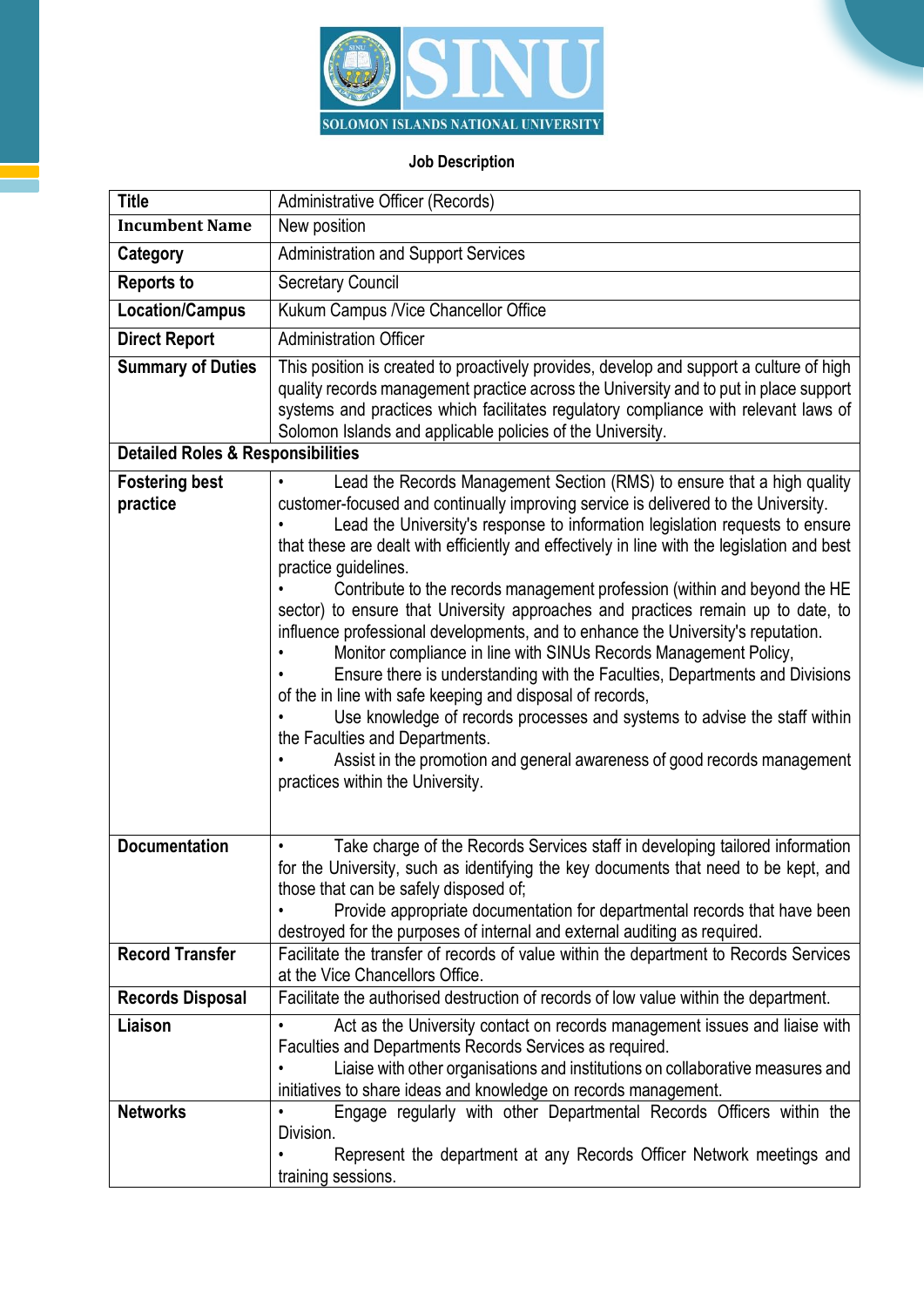SOLOMON ISLANDS NATIONAL UNIVERSITY

**Job Description**

| Title | Administrative Officer (Records) |
|---|---|
| **Incumbent Name** | New position |
| **Category** | Administration and Support Services |
| **Reports to** | Secretary Council |
| **Location/Campus** | Kukum Campus /Vice Chancellor Office |
| **Direct Report** | Administration Officer |
| **Summary of Duties** | This position is created to proactively provides, develop and support a culture of high quality records management practice across the University and to put in place support systems and practices which facilitates regulatory compliance with relevant laws of Solomon Islands and applicable policies of the University. |
| **Detailed Roles & Responsibilities** | |
| **Fostering best practice** | • Lead the Records Management Section (RMS) to ensure that a high quality customer-focused and continually improving service is delivered to the University.<br>• Lead the University's response to information legislation requests to ensure that these are dealt with efficiently and effectively in line with the legislation and best practice guidelines.<br>• Contribute to the records management profession (within and beyond the HE sector) to ensure that University approaches and practices remain up to date, to influence professional developments, and to enhance the University's reputation.<br>• Monitor compliance in line with SINUs Records Management Policy,<br>• Ensure there is understanding with the Faculties, Departments and Divisions of the in line with safe keeping and disposal of records,<br>• Use knowledge of records processes and systems to advise the staff within the Faculties and Departments.<br>• Assist in the promotion and general awareness of good records management practices within the University. |
| **Documentation** | • Take charge of the Records Services staff in developing tailored information for the University, such as identifying the key documents that need to be kept, and those that can be safely disposed of;<br>• Provide appropriate documentation for departmental records that have been destroyed for the purposes of internal and external auditing as required. |
| **Record Transfer** | Facilitate the transfer of records of value within the department to Records Services at the Vice Chancellors Office. |
| **Records Disposal** | Facilitate the authorised destruction of records of low value within the department. |
| **Liaison** | • Act as the University contact on records management issues and liaise with Faculties and Departments Records Services as required.<br>• Liaise with other organisations and institutions on collaborative measures and initiatives to share ideas and knowledge on records management. |
| **Networks** | • Engage regularly with other Departmental Records Officers within the Division.<br>• Represent the department at any Records Officer Network meetings and training sessions. |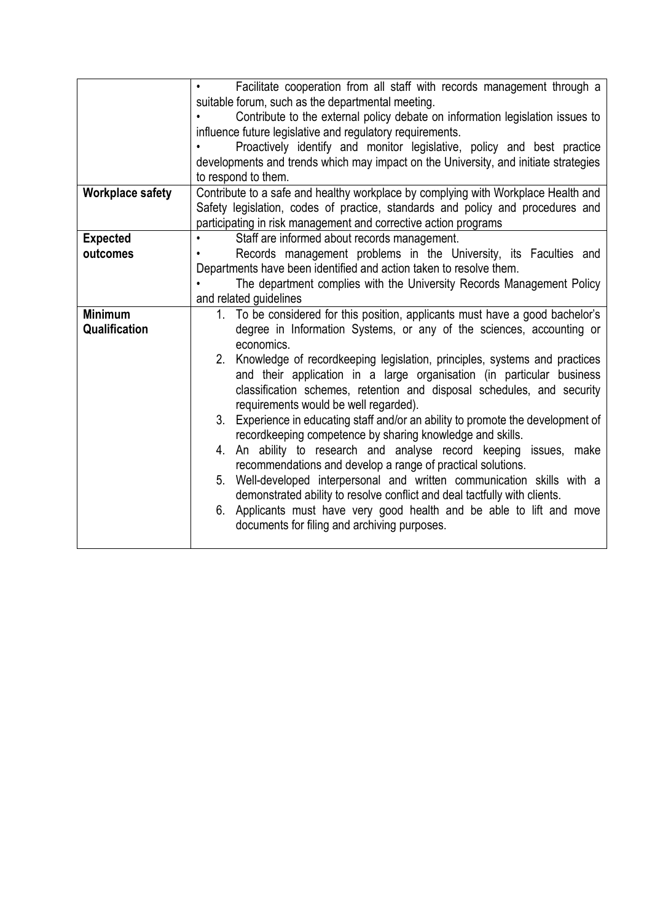| | |
|---|---|
| | • Facilitate cooperation from all staff with records management through a suitable forum, such as the departmental meeting.<br>• Contribute to the external policy debate on information legislation issues to influence future legislative and regulatory requirements.<br>• Proactively identify and monitor legislative, policy and best practice developments and trends which may impact on the University, and initiate strategies to respond to them. |
| **Workplace safety** | Contribute to a safe and healthy workplace by complying with Workplace Health and Safety legislation, codes of practice, standards and policy and procedures and participating in risk management and corrective action programs |
| **Expected outcomes** | • Staff are informed about records management.<br>• Records management problems in the University, its Faculties and Departments have been identified and action taken to resolve them.<br>• The department complies with the University Records Management Policy and related guidelines |
| **Minimum Qualification** | 1. To be considered for this position, applicants must have a good bachelor's degree in Information Systems, or any of the sciences, accounting or economics.<br>2. Knowledge of recordkeeping legislation, principles, systems and practices and their application in a large organisation (in particular business classification schemes, retention and disposal schedules, and security requirements would be well regarded).<br>3. Experience in educating staff and/or an ability to promote the development of recordkeeping competence by sharing knowledge and skills.<br>4. An ability to research and analyse record keeping issues, make recommendations and develop a range of practical solutions.<br>5. Well-developed interpersonal and written communication skills with a demonstrated ability to resolve conflict and deal tactfully with clients.<br>6. Applicants must have very good health and be able to lift and move documents for filing and archiving purposes. |